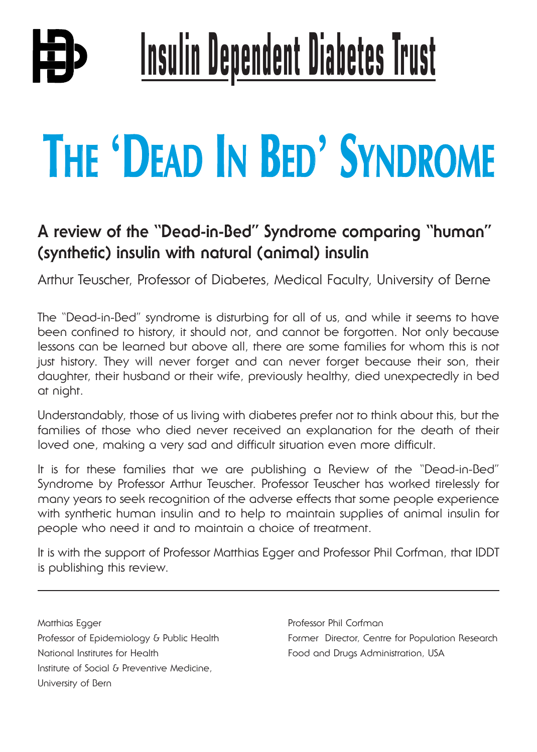# Insulin Dependent Diabetes Trust

# The 'Dead In Bed' Syndrome

## A review of the "Dead-in-Bed" Syndrome comparing "human" (synthetic) insulin with natural (animal) insulin

Arthur Teuscher, Professor of Diabetes, Medical Faculty, University of Berne

The "Dead-in-Bed" syndrome is disturbing for all of us, and while it seems to have been confined to history, it should not, and cannot be forgotten. Not only because lessons can be learned but above all, there are some families for whom this is not just history. They will never forget and can never forget because their son, their daughter, their husband or their wife, previously healthy, died unexpectedly in bed at night.

Understandably, those of us living with diabetes prefer not to think about this, but the families of those who died never received an explanation for the death of their loved one, making a very sad and difficult situation even more difficult.

It is for these families that we are publishing a Review of the "Dead-in-Bed" Syndrome by Professor Arthur Teuscher. Professor Teuscher has worked tirelessly for many years to seek recognition of the adverse effects that some people experience with synthetic human insulin and to help to maintain supplies of animal insulin for people who need it and to maintain a choice of treatment.

It is with the support of Professor Matthias Egger and Professor Phil Corfman, that IDDT is publishing this review.

---

Matthias Egger
Professor of Epidemiology & Public Health
National Institutes for Health
Institute of Social & Preventive Medicine,
University of Bern

Professor Phil Corfman
Former Director, Centre for Population Research
Food and Drugs Administration, USA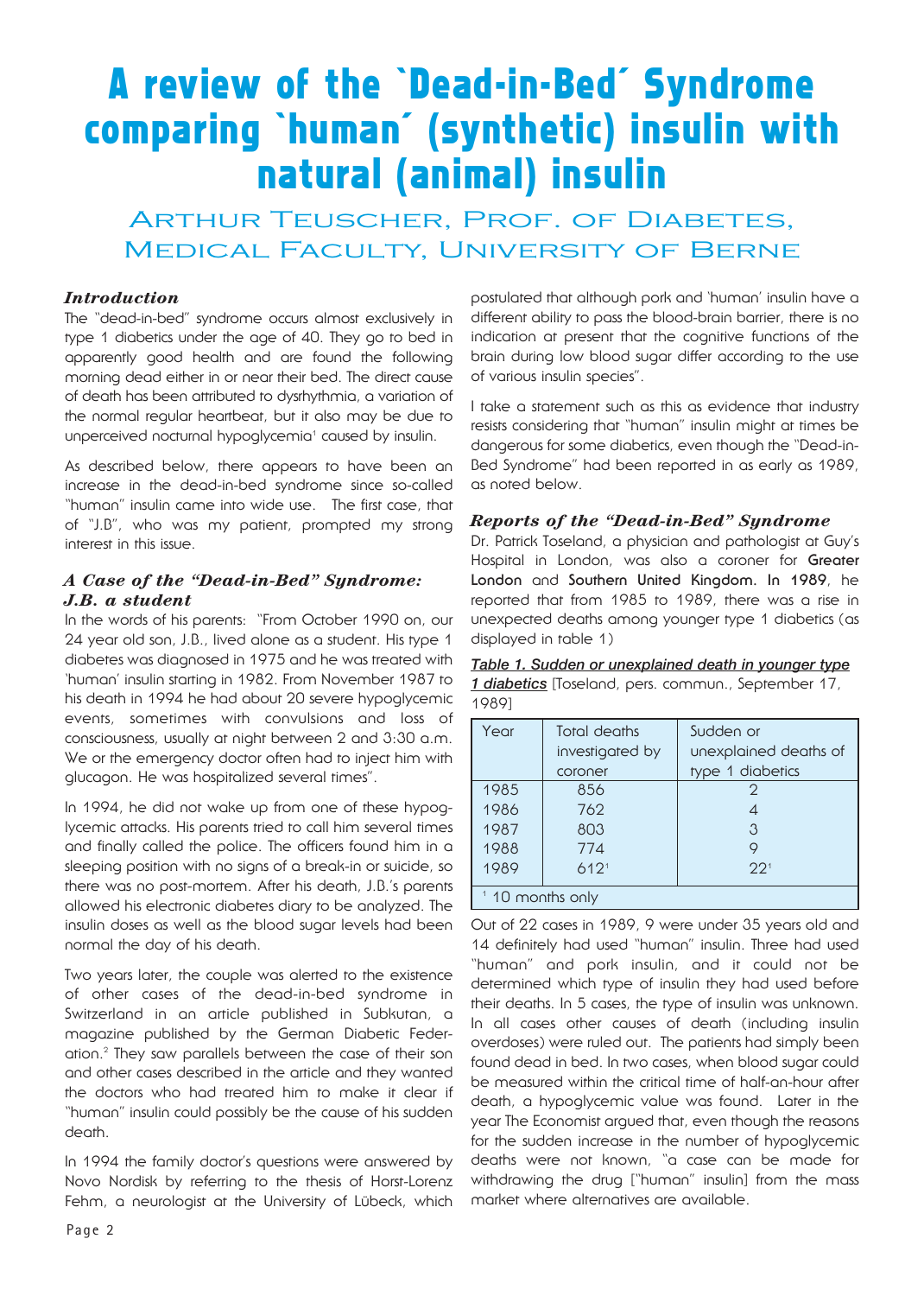# A review of the `Dead-in-Bed´ Syndrome comparing `human´ (synthetic) insulin with natural (animal) insulin

## Arthur Teuscher, Prof. of Diabetes, Medical Faculty, University of Berne

### *Introduction*

The "dead-in-bed" syndrome occurs almost exclusively in type 1 diabetics under the age of 40. They go to bed in apparently good health and are found the following morning dead either in or near their bed. The direct cause of death has been attributed to dysrhythmia, a variation of the normal regular heartbeat, but it also may be due to unperceived nocturnal hypoglycemia[1] caused by insulin.

As described below, there appears to have been an increase in the dead-in-bed syndrome since so-called "human" insulin came into wide use. The first case, that of "J.B", who was my patient, prompted my strong interest in this issue.

### *A Case of the "Dead-in-Bed" Syndrome: J.B. a student*

In the words of his parents: "From October 1990 on, our 24 year old son, J.B., lived alone as a student. His type 1 diabetes was diagnosed in 1975 and he was treated with 'human' insulin starting in 1982. From November 1987 to his death in 1994 he had about 20 severe hypoglycemic events, sometimes with convulsions and loss of consciousness, usually at night between 2 and 3:30 a.m. We or the emergency doctor often had to inject him with glucagon. He was hospitalized several times".

In 1994, he did not wake up from one of these hypoglycemic attacks. His parents tried to call him several times and finally called the police. The officers found him in a sleeping position with no signs of a break-in or suicide, so there was no post-mortem. After his death, J.B.'s parents allowed his electronic diabetes diary to be analyzed. The insulin doses as well as the blood sugar levels had been normal the day of his death.

Two years later, the couple was alerted to the existence of other cases of the dead-in-bed syndrome in Switzerland in an article published in Subkutan, a magazine published by the German Diabetic Federation.[2] They saw parallels between the case of their son and other cases described in the article and they wanted the doctors who had treated him to make it clear if "human" insulin could possibly be the cause of his sudden death.

In 1994 the family doctor's questions were answered by Novo Nordisk by referring to the thesis of Horst-Lorenz Fehm, a neurologist at the University of Lübeck, which postulated that although pork and 'human' insulin have a different ability to pass the blood-brain barrier, there is no indication at present that the cognitive functions of the brain during low blood sugar differ according to the use of various insulin species".

I take a statement such as this as evidence that industry resists considering that "human" insulin might at times be dangerous for some diabetics, even though the "Dead-in-Bed Syndrome" had been reported in as early as 1989, as noted below.

### *Reports of the "Dead-in-Bed" Syndrome*

Dr. Patrick Toseland, a physician and pathologist at Guy's Hospital in London, was also a coroner for **Greater London** and **Southern United Kingdom. In 1989**, he reported that from 1985 to 1989, there was a rise in unexpected deaths among younger type 1 diabetics (as displayed in table 1)

***Table 1. Sudden or unexplained death in younger type 1 diabetics*** [Toseland, pers. commun., September 17, 1989]

| Year | Total deaths investigated by coroner | Sudden or unexplained deaths of type 1 diabetics |
|---|---|---|
| 1985 | 856 | 2 |
| 1986 | 762 | 4 |
| 1987 | 803 | 3 |
| 1988 | 774 | 9 |
| 1989 | 612[1] | 22[1] |

[1] 10 months only

Out of 22 cases in 1989, 9 were under 35 years old and 14 definitely had used "human" insulin. Three had used "human" and pork insulin, and it could not be determined which type of insulin they had used before their deaths. In 5 cases, the type of insulin was unknown. In all cases other causes of death (including insulin overdoses) were ruled out. The patients had simply been found dead in bed. In two cases, when blood sugar could be measured within the critical time of half-an-hour after death, a hypoglycemic value was found. Later in the year The Economist argued that, even though the reasons for the sudden increase in the number of hypoglycemic deaths were not known, "a case can be made for withdrawing the drug ["human" insulin] from the mass market where alternatives are available.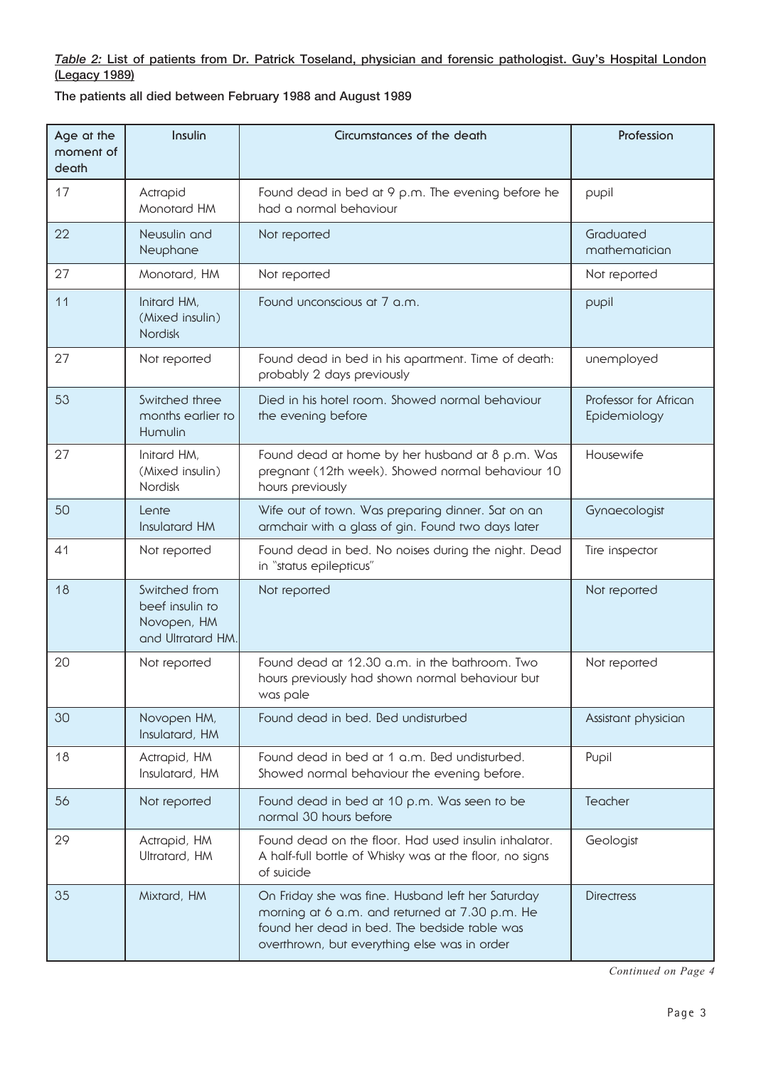***Table 2:*** **List of patients from Dr. Patrick Toseland, physician and forensic pathologist. Guy's Hospital London (Legacy 1989)**

**The patients all died between February 1988 and August 1989**

| Age at the moment of death | Insulin | Circumstances of the death | Profession |
|---|---|---|---|
| 17 | Actrapid Monotard HM | Found dead in bed at 9 p.m. The evening before he had a normal behaviour | pupil |
| 22 | Neusulin and Neuphane | Not reported | Graduated mathematician |
| 27 | Monotard, HM | Not reported | Not reported |
| 11 | Initard HM, (Mixed insulin) Nordisk | Found unconscious at 7 a.m. | pupil |
| 27 | Not reported | Found dead in bed in his apartment. Time of death: probably 2 days previously | unemployed |
| 53 | Switched three months earlier to Humulin | Died in his hotel room. Showed normal behaviour the evening before | Professor for African Epidemiology |
| 27 | Initard HM, (Mixed insulin) Nordisk | Found dead at home by her husband at 8 p.m. Was pregnant (12th week). Showed normal behaviour 10 hours previously | Housewife |
| 50 | Lente Insulatard HM | Wife out of town. Was preparing dinner. Sat on an armchair with a glass of gin. Found two days later | Gynaecologist |
| 41 | Not reported | Found dead in bed. No noises during the night. Dead in "status epilepticus" | Tire inspector |
| 18 | Switched from beef insulin to Novopen, HM and Ultratard HM. | Not reported | Not reported |
| 20 | Not reported | Found dead at 12.30 a.m. in the bathroom. Two hours previously had shown normal behaviour but was pale | Not reported |
| 30 | Novopen HM, Insulatard, HM | Found dead in bed. Bed undisturbed | Assistant physician |
| 18 | Actrapid, HM Insulatard, HM | Found dead in bed at 1 a.m. Bed undisturbed. Showed normal behaviour the evening before. | Pupil |
| 56 | Not reported | Found dead in bed at 10 p.m. Was seen to be normal 30 hours before | Teacher |
| 29 | Actrapid, HM Ultratard, HM | Found dead on the floor. Had used insulin inhalator. A half-full bottle of Whisky was at the floor, no signs of suicide | Geologist |
| 35 | Mixtard, HM | On Friday she was fine. Husband left her Saturday morning at 6 a.m. and returned at 7.30 p.m. He found her dead in bed. The bedside table was overthrown, but everything else was in order | Directress |

*Continued on Page 4*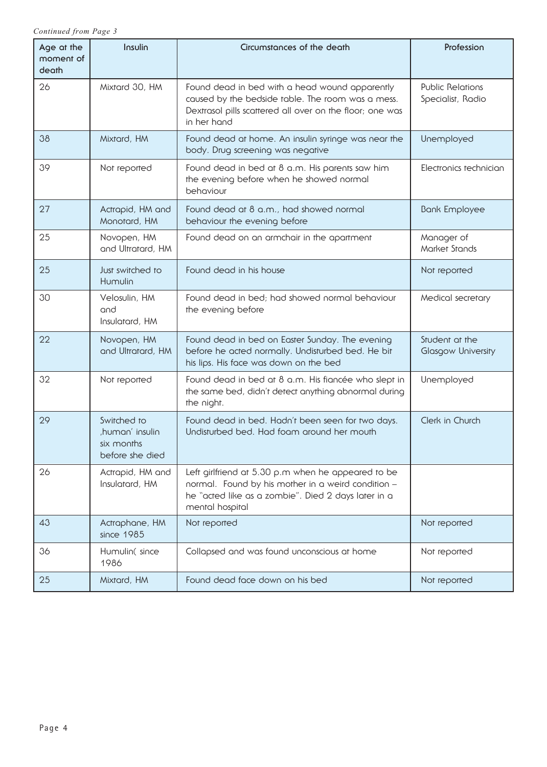*Continued from Page 3*

| Age at the moment of death | Insulin | Circumstances of the death | Profession |
|---|---|---|---|
| 26 | Mixtard 30, HM | Found dead in bed with a head wound apparently caused by the bedside table. The room was a mess. Dextrasol pills scattered all over on the floor; one was in her hand | Public Relations Specialist, Radio |
| 38 | Mixtard, HM | Found dead at home. An insulin syringe was near the body. Drug screening was negative | Unemployed |
| 39 | Not reported | Found dead in bed at 8 a.m. His parents saw him the evening before when he showed normal behaviour | Electronics technician |
| 27 | Actrapid, HM and Monotard, HM | Found dead at 8 a.m., had showed normal behaviour the evening before | Bank Employee |
| 25 | Novopen, HM and Ultratard, HM | Found dead on an armchair in the apartment | Manager of Market Stands |
| 25 | Just switched to Humulin | Found dead in his house | Not reported |
| 30 | Velosulin, HM and Insulatard, HM | Found dead in bed; had showed normal behaviour the evening before | Medical secretary |
| 22 | Novopen, HM and Ultratard, HM | Found dead in bed on Easter Sunday. The evening before he acted normally. Undisturbed bed. He bit his lips. His face was down on the bed | Student at the Glasgow University |
| 32 | Not reported | Found dead in bed at 8 a.m. His fiancée who slept in the same bed, didn't detect anything abnormal during the night. | Unemployed |
| 29 | Switched to ‚human' insulin six months before she died | Found dead in bed. Hadn't been seen for two days. Undisturbed bed. Had foam around her mouth | Clerk in Church |
| 26 | Actrapid, HM and Insulatard, HM | Left girlfriend at 5.30 p.m when he appeared to be normal. Found by his mother in a weird condition – he "acted like as a zombie". Died 2 days later in a mental hospital | |
| 43 | Actraphane, HM since 1985 | Not reported | Not reported |
| 36 | Humulin( since 1986 | Collapsed and was found unconscious at home | Not reported |
| 25 | Mixtard, HM | Found dead face down on his bed | Not reported |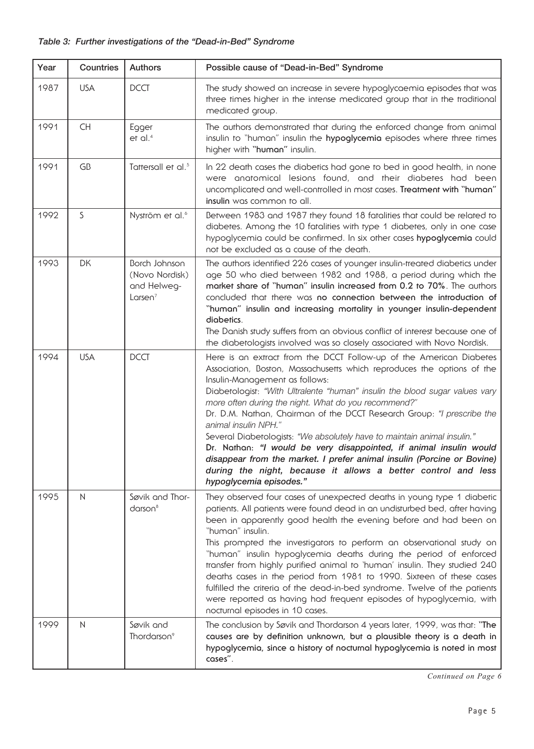*Table 3: Further investigations of the "Dead-in-Bed" Syndrome*

| Year | Countries | Authors | Possible cause of "Dead-in-Bed" Syndrome |
|---|---|---|---|
| 1987 | USA | DCCT | The study showed an increase in severe hypoglycaemia episodes that was three times higher in the intense medicated group that in the traditional medicated group. |
| 1991 | CH | Egger et al.[4] | The authors demonstrated that during the enforced change from animal insulin to "human" insulin the **hypoglycemia** episodes where three times higher with **"human"** insulin. |
| 1991 | GB | Tattersall et al.[5] | In 22 death cases the diabetics had gone to bed in good health, in none were anatomical lesions found, and their diabetes had been uncomplicated and well-controlled in most cases. **Treatment with "human" insulin** was common to all. |
| 1992 | S | Nyström et al.[6] | Between 1983 and 1987 they found 18 fatalities that could be related to diabetes. Among the 10 fatalities with type 1 diabetes, only in one case hypoglycemia could be confirmed. In six other cases **hypoglycemia** could not be excluded as a cause of the death. |
| 1993 | DK | Borch Johnson (Novo Nordisk) and Helweg-Larsen[7] | The authors identified 226 cases of younger insulin-treated diabetics under age 50 who died between 1982 and 1988, a period during which the **market share of "human" insulin increased from 0.2 to 70%**. The authors concluded that there was **no connection between the introduction of "human" insulin and increasing mortality in younger insulin-dependent diabetics**.<br>The Danish study suffers from an obvious conflict of interest because one of the diabetologists involved was so closely associated with Novo Nordisk. |
| 1994 | USA | DCCT | Here is an extract from the DCCT Follow-up of the American Diabetes Association, Boston, Massachusetts which reproduces the options of the Insulin-Management as follows:<br>Diabetologist: *"With Ultralente "human" insulin the blood sugar values vary more often during the night. What do you recommend?"*<br>Dr. D.M. Nathan, Chairman of the DCCT Research Group: *"I prescribe the animal insulin NPH."*<br>Several Diabetologists: *"We absolutely have to maintain animal insulin."*<br>**Dr. Nathan: *"I would be very disappointed, if animal insulin would disappear from the market. I prefer animal insulin (Porcine or Bovine) during the night, because it allows a better control and less hypoglycemia episodes."*** |
| 1995 | N | Søvik and Thordarson[8] | They observed four cases of unexpected deaths in young type 1 diabetic patients. All patients were found dead in an undisturbed bed, after having been in apparently good health the evening before and had been on "human" insulin.<br>This prompted the investigators to perform an observational study on "human" insulin hypoglycemia deaths during the period of enforced transfer from highly purified animal to 'human' insulin. They studied 240 deaths cases in the period from 1981 to 1990. Sixteen of these cases fulfilled the criteria of the dead-in-bed syndrome. Twelve of the patients were reported as having had frequent episodes of hypoglycemia, with nocturnal episodes in 10 cases. |
| 1999 | N | Søvik and Thordarson[9] | The conclusion by Søvik and Thordarson 4 years later, 1999, was that: **"The causes are by definition unknown, but a plausible theory is a death in hypoglycemia, since a history of nocturnal hypoglycemia is noted in most cases"**. |

*Continued on Page 6*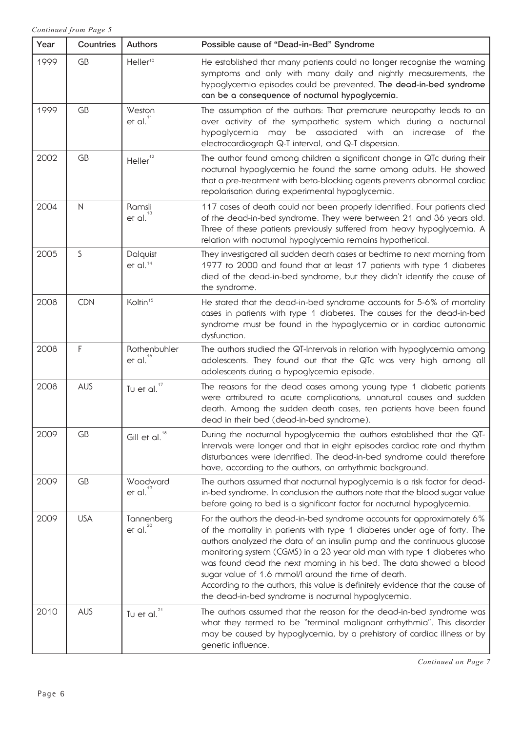*Continued from Page 5*

| Year | Countries | Authors | Possible cause of "Dead-in-Bed" Syndrome |
|---|---|---|---|
| 1999 | GB | Heller[10] | He established that many patients could no longer recognise the warning symptoms and only with many daily and nightly measurements, the hypoglycemia episodes could be prevented. **The dead-in-bed syndrome can be a consequence of nocturnal hypoglycemia.** |
| 1999 | GB | Weston et al.[11] | The assumption of the authors: That premature neuropathy leads to an over activity of the sympathetic system which during a nocturnal hypoglycemia may be associated with an increase of the electrocardiograph Q-T interval, and Q-T dispersion. |
| 2002 | GB | Heller[12] | The author found among children a significant change in QTc during their nocturnal hypoglycemia he found the same among adults. He showed that a pre-treatment with beta-blocking agents prevents abnormal cardiac repolarisation during experimental hypoglycemia. |
| 2004 | N | Ramsli et al.[13] | 117 cases of death could not been properly identified. Four patients died of the dead-in-bed syndrome. They were between 21 and 36 years old. Three of these patients previously suffered from heavy hypoglycemia. A relation with nocturnal hypoglycemia remains hypothetical. |
| 2005 | S | Dalquist et al.[14] | They investigated all sudden death cases at bedtime to next morning from 1977 to 2000 and found that at least 17 patients with type 1 diabetes died of the dead-in-bed syndrome, but they didn't identify the cause of the syndrome. |
| 2008 | CDN | Koltin[15] | He stated that the dead-in-bed syndrome accounts for 5-6% of mortality cases in patients with type 1 diabetes. The causes for the dead-in-bed syndrome must be found in the hypoglycemia or in cardiac autonomic dysfunction. |
| 2008 | F | Rothenbuhler et al.[16] | The authors studied the QT-Intervals in relation with hypoglycemia among adolescents. They found out that the QTc was very high among all adolescents during a hypoglycemia episode. |
| 2008 | AUS | Tu et al.[17] | The reasons for the dead cases among young type 1 diabetic patients were attributed to acute complications, unnatural causes and sudden death. Among the sudden death cases, ten patients have been found dead in their bed (dead-in-bed syndrome). |
| 2009 | GB | Gill et al.[18] | During the nocturnal hypoglycemia the authors established that the QT-Intervals were longer and that in eight episodes cardiac rate and rhythm disturbances were identified. The dead-in-bed syndrome could therefore have, according to the authors, an arrhythmic background. |
| 2009 | GB | Woodward et al.[19] | The authors assumed that nocturnal hypoglycemia is a risk factor for dead-in-bed syndrome. In conclusion the authors note that the blood sugar value before going to bed is a significant factor for nocturnal hypoglycemia. |
| 2009 | USA | Tannenberg et al.[20] | For the authors the dead-in-bed syndrome accounts for approximately 6% of the mortality in patients with type 1 diabetes under age of forty. The authors analyzed the data of an insulin pump and the continuous glucose monitoring system (CGMS) in a 23 year old man with type 1 diabetes who was found dead the next morning in his bed. The data showed a blood sugar value of 1.6 mmol/l around the time of death. According to the authors, this value is definitely evidence that the cause of the dead-in-bed syndrome is nocturnal hypoglycemia. |
| 2010 | AUS | Tu et al.[21] | The authors assumed that the reason for the dead-in-bed syndrome was what they termed to be "terminal malignant arrhythmia". This disorder may be caused by hypoglycemia, by a prehistory of cardiac illness or by genetic influence. |

*Continued on Page 7*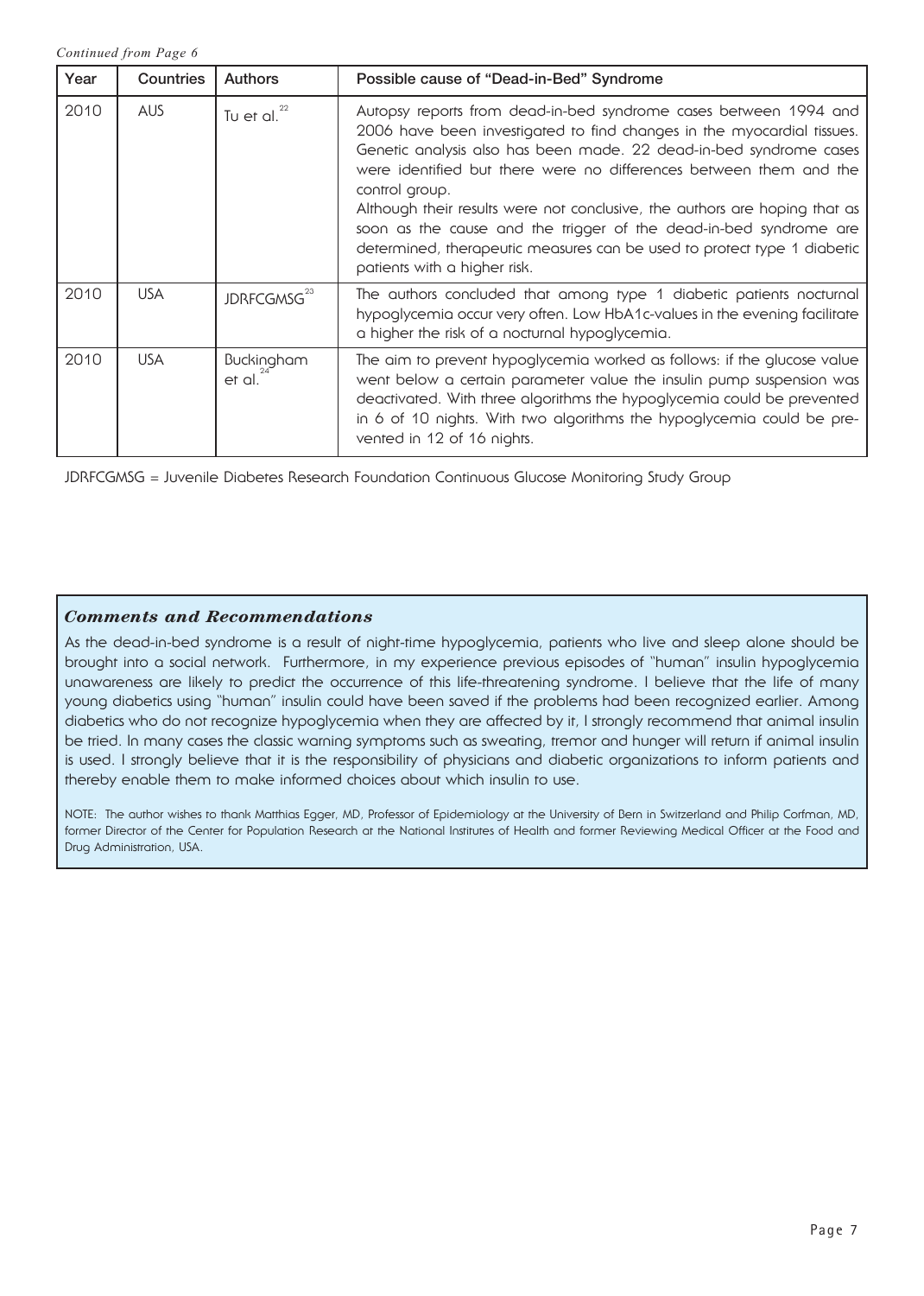*Continued from Page 6*

| Year | Countries | Authors | Possible cause of "Dead-in-Bed" Syndrome |
|---|---|---|---|
| 2010 | AUS | Tu et al.[22] | Autopsy reports from dead-in-bed syndrome cases between 1994 and 2006 have been investigated to find changes in the myocardial tissues. Genetic analysis also has been made. 22 dead-in-bed syndrome cases were identified but there were no differences between them and the control group.<br>Although their results were not conclusive, the authors are hoping that as soon as the cause and the trigger of the dead-in-bed syndrome are determined, therapeutic measures can be used to protect type 1 diabetic patients with a higher risk. |
| 2010 | USA | JDRFCGMSG[23] | The authors concluded that among type 1 diabetic patients nocturnal hypoglycemia occur very often. Low HbA1c-values in the evening facilitate a higher the risk of a nocturnal hypoglycemia. |
| 2010 | USA | Buckingham et al.[24] | The aim to prevent hypoglycemia worked as follows: if the glucose value went below a certain parameter value the insulin pump suspension was deactivated. With three algorithms the hypoglycemia could be prevented in 6 of 10 nights. With two algorithms the hypoglycemia could be prevented in 12 of 16 nights. |

JDRFCGMSG = Juvenile Diabetes Research Foundation Continuous Glucose Monitoring Study Group

## *Comments and Recommendations*

As the dead-in-bed syndrome is a result of night-time hypoglycemia, patients who live and sleep alone should be brought into a social network. Furthermore, in my experience previous episodes of "human" insulin hypoglycemia unawareness are likely to predict the occurrence of this life-threatening syndrome. I believe that the life of many young diabetics using "human" insulin could have been saved if the problems had been recognized earlier. Among diabetics who do not recognize hypoglycemia when they are affected by it, I strongly recommend that animal insulin be tried. In many cases the classic warning symptoms such as sweating, tremor and hunger will return if animal insulin is used. I strongly believe that it is the responsibility of physicians and diabetic organizations to inform patients and thereby enable them to make informed choices about which insulin to use.

NOTE: The author wishes to thank Matthias Egger, MD, Professor of Epidemiology at the University of Bern in Switzerland and Philip Corfman, MD, former Director of the Center for Population Research at the National Institutes of Health and former Reviewing Medical Officer at the Food and Drug Administration, USA.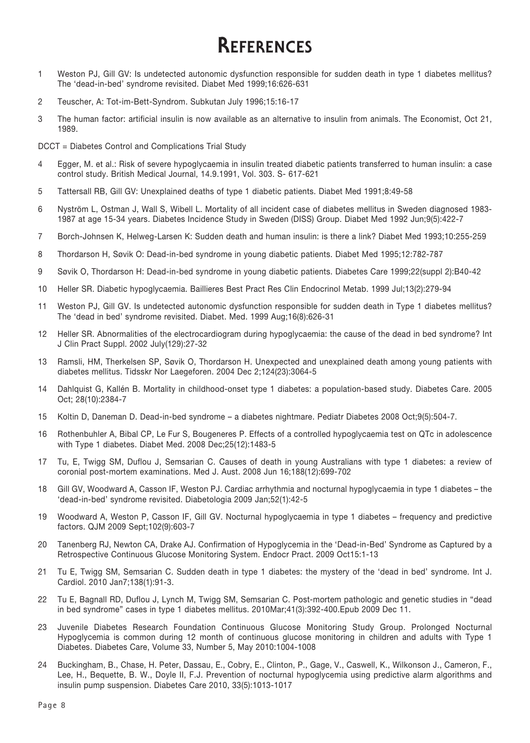# References

1 Weston PJ, Gill GV: Is undetected autonomic dysfunction responsible for sudden death in type 1 diabetes mellitus? The 'dead-in-bed' syndrome revisited. Diabet Med 1999;16:626-631

2 Teuscher, A: Tot-im-Bett-Syndrom. Subkutan July 1996;15:16-17

3 The human factor: artificial insulin is now available as an alternative to insulin from animals. The Economist, Oct 21, 1989.

DCCT = Diabetes Control and Complications Trial Study

4 Egger, M. et al.: Risk of severe hypoglycaemia in insulin treated diabetic patients transferred to human insulin: a case control study. British Medical Journal, 14.9.1991, Vol. 303. S- 617-621

5 Tattersall RB, Gill GV: Unexplained deaths of type 1 diabetic patients. Diabet Med 1991;8:49-58

6 Nyström L, Ostman J, Wall S, Wibell L. Mortality of all incident case of diabetes mellitus in Sweden diagnosed 1983-1987 at age 15-34 years. Diabetes Incidence Study in Sweden (DISS) Group. Diabet Med 1992 Jun;9(5):422-7

7 Borch-Johnsen K, Helweg-Larsen K: Sudden death and human insulin: is there a link? Diabet Med 1993;10:255-259

8 Thordarson H, Søvik O: Dead-in-bed syndrome in young diabetic patients. Diabet Med 1995;12:782-787

9 Søvik O, Thordarson H: Dead-in-bed syndrome in young diabetic patients. Diabetes Care 1999;22(suppl 2):B40-42

10 Heller SR. Diabetic hypoglycaemia. Baillieres Best Pract Res Clin Endocrinol Metab. 1999 Jul;13(2):279-94

11 Weston PJ, Gill GV. Is undetected autonomic dysfunction responsible for sudden death in Type 1 diabetes mellitus? The 'dead in bed' syndrome revisited. Diabet. Med. 1999 Aug;16(8):626-31

12 Heller SR. Abnormalities of the electrocardiogram during hypoglycaemia: the cause of the dead in bed syndrome? Int J Clin Pract Suppl. 2002 July(129):27-32

13 Ramsli, HM, Therkelsen SP, Søvik O, Thordarson H. Unexpected and unexplained death among young patients with diabetes mellitus. Tidsskr Nor Laegeforen. 2004 Dec 2;124(23):3064-5

14 Dahlquist G, Kallén B. Mortality in childhood-onset type 1 diabetes: a population-based study. Diabetes Care. 2005 Oct; 28(10):2384-7

15 Koltin D, Daneman D. Dead-in-bed syndrome – a diabetes nightmare. Pediatr Diabetes 2008 Oct;9(5):504-7.

16 Rothenbuhler A, Bibal CP, Le Fur S, Bougeneres P. Effects of a controlled hypoglycaemia test on QTc in adolescence with Type 1 diabetes. Diabet Med. 2008 Dec;25(12):1483-5

17 Tu, E, Twigg SM, Duflou J, Semsarian C. Causes of death in young Australians with type 1 diabetes: a review of coronial post-mortem examinations. Med J. Aust. 2008 Jun 16;188(12):699-702

18 Gill GV, Woodward A, Casson IF, Weston PJ. Cardiac arrhythmia and nocturnal hypoglycaemia in type 1 diabetes – the 'dead-in-bed' syndrome revisited. Diabetologia 2009 Jan;52(1):42-5

19 Woodward A, Weston P, Casson IF, Gill GV. Nocturnal hypoglycaemia in type 1 diabetes – frequency and predictive factors. QJM 2009 Sept;102(9):603-7

20 Tanenberg RJ, Newton CA, Drake AJ. Confirmation of Hypoglycemia in the 'Dead-in-Bed' Syndrome as Captured by a Retrospective Continuous Glucose Monitoring System. Endocr Pract. 2009 Oct15:1-13

21 Tu E, Twigg SM, Semsarian C. Sudden death in type 1 diabetes: the mystery of the 'dead in bed' syndrome. Int J. Cardiol. 2010 Jan7;138(1):91-3.

22 Tu E, Bagnall RD, Duflou J, Lynch M, Twigg SM, Semsarian C. Post-mortem pathologic and genetic studies in "dead in bed syndrome" cases in type 1 diabetes mellitus. 2010Mar;41(3):392-400.Epub 2009 Dec 11.

23 Juvenile Diabetes Research Foundation Continuous Glucose Monitoring Study Group. Prolonged Nocturnal Hypoglycemia is common during 12 month of continuous glucose monitoring in children and adults with Type 1 Diabetes. Diabetes Care, Volume 33, Number 5, May 2010:1004-1008

24 Buckingham, B., Chase, H. Peter, Dassau, E., Cobry, E., Clinton, P., Gage, V., Caswell, K., Wilkonson J., Cameron, F., Lee, H., Bequette, B. W., Doyle II, F.J. Prevention of nocturnal hypoglycemia using predictive alarm algorithms and insulin pump suspension. Diabetes Care 2010, 33(5):1013-1017